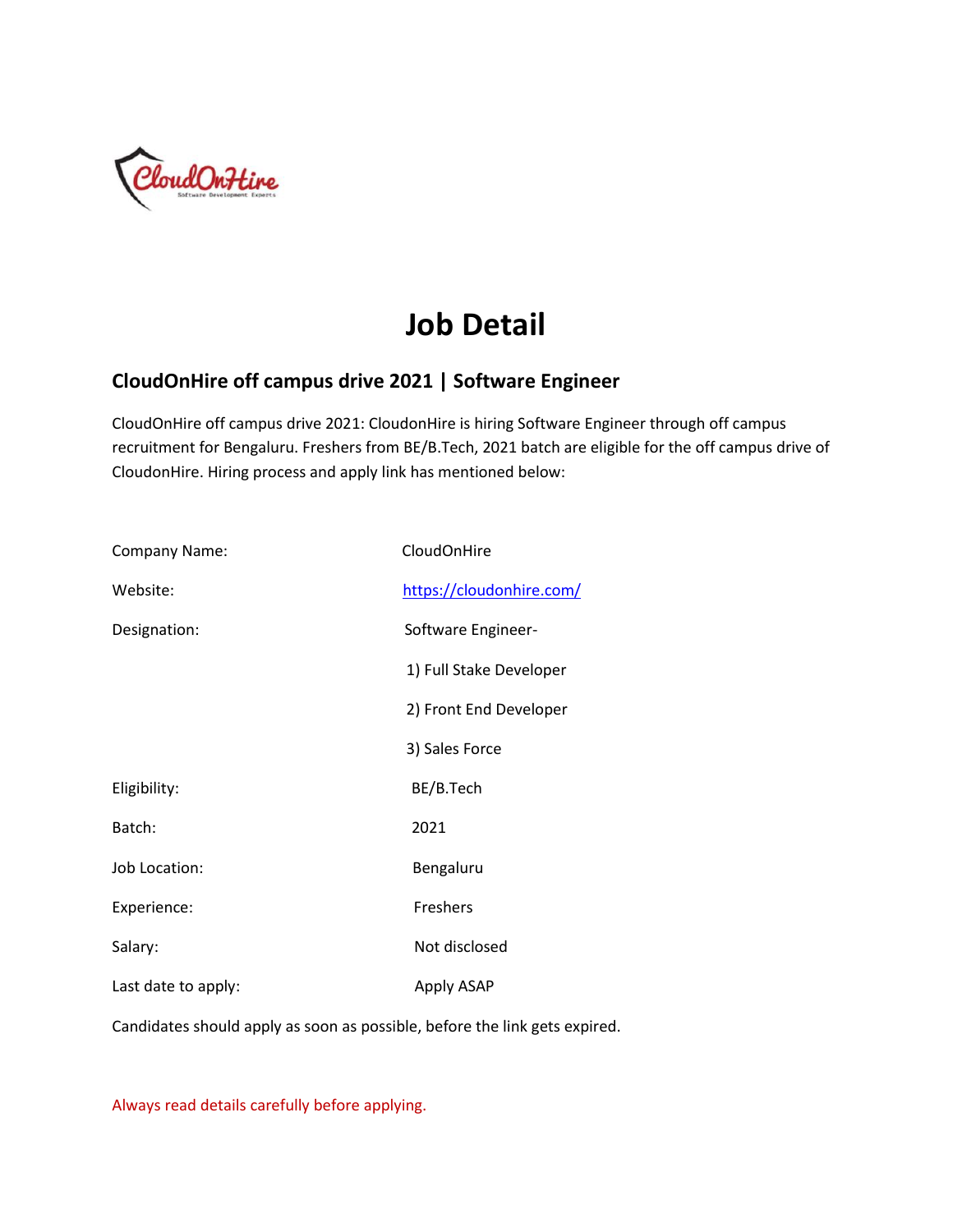# Job Detail

## CloudOnHire off campus drive 2021 | Software Engineer

CloudOnHire off campus drive 2021: CloudonHire is hiring Software Engineer through off campus recruitment for Bengaluru. Freshers from BE/B.Tech, 2021 batch are eligible for the off campus drive of CloudonHire. Hiring process and apply link has mentioned below:

| | |
|---|---|
| Company Name: | CloudOnHire |
| Website: | https://cloudonhire.com/ |
| Designation: | Software Engineer-<br>1) Full Stake Developer<br>2) Front End Developer<br>3) Sales Force |
| Eligibility: | BE/B.Tech |
| Batch: | 2021 |
| Job Location: | Bengaluru |
| Experience: | Freshers |
| Salary: | Not disclosed |
| Last date to apply: | Apply ASAP |

Candidates should apply as soon as possible, before the link gets expired.

Always read details carefully before applying.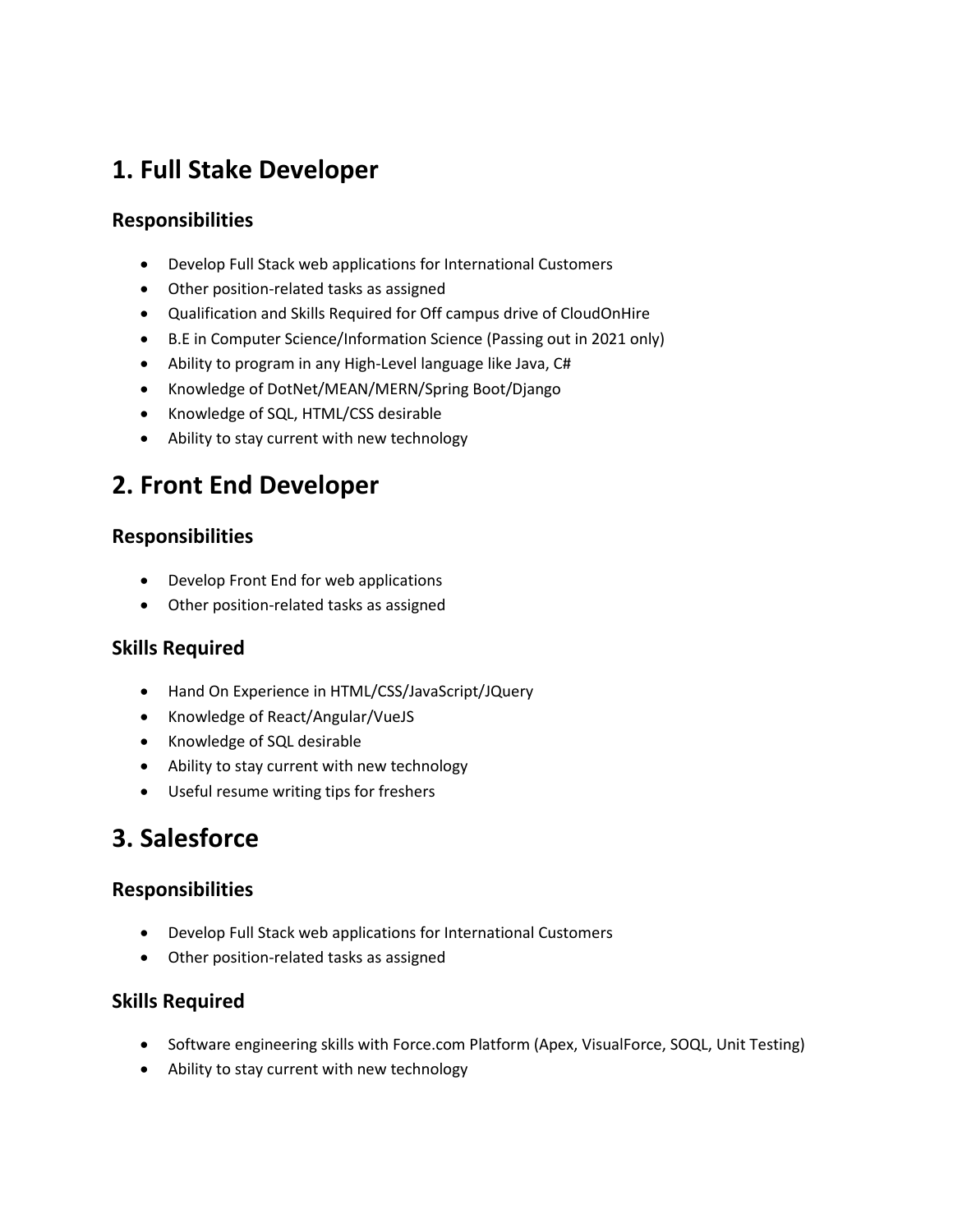## 1. Full Stake Developer

### Responsibilities

- Develop Full Stack web applications for International Customers
- Other position-related tasks as assigned
- Qualification and Skills Required for Off campus drive of CloudOnHire
- B.E in Computer Science/Information Science (Passing out in 2021 only)
- Ability to program in any High-Level language like Java, C#
- Knowledge of DotNet/MEAN/MERN/Spring Boot/Django
- Knowledge of SQL, HTML/CSS desirable
- Ability to stay current with new technology

## 2. Front End Developer

### Responsibilities

- Develop Front End for web applications
- Other position-related tasks as assigned

### Skills Required

- Hand On Experience in HTML/CSS/JavaScript/JQuery
- Knowledge of React/Angular/VueJS
- Knowledge of SQL desirable
- Ability to stay current with new technology
- Useful resume writing tips for freshers

## 3. Salesforce

### Responsibilities

- Develop Full Stack web applications for International Customers
- Other position-related tasks as assigned

### Skills Required

- Software engineering skills with Force.com Platform (Apex, VisualForce, SOQL, Unit Testing)
- Ability to stay current with new technology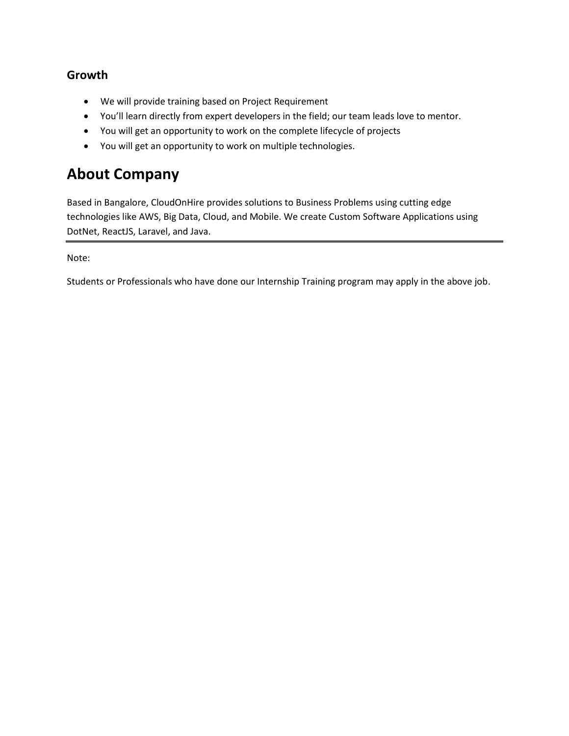### Growth

- We will provide training based on Project Requirement
- You'll learn directly from expert developers in the field; our team leads love to mentor.
- You will get an opportunity to work on the complete lifecycle of projects
- You will get an opportunity to work on multiple technologies.

## About Company

Based in Bangalore, CloudOnHire provides solutions to Business Problems using cutting edge technologies like AWS, Big Data, Cloud, and Mobile. We create Custom Software Applications using DotNet, ReactJS, Laravel, and Java.

---

Note:

Students or Professionals who have done our Internship Training program may apply in the above job.